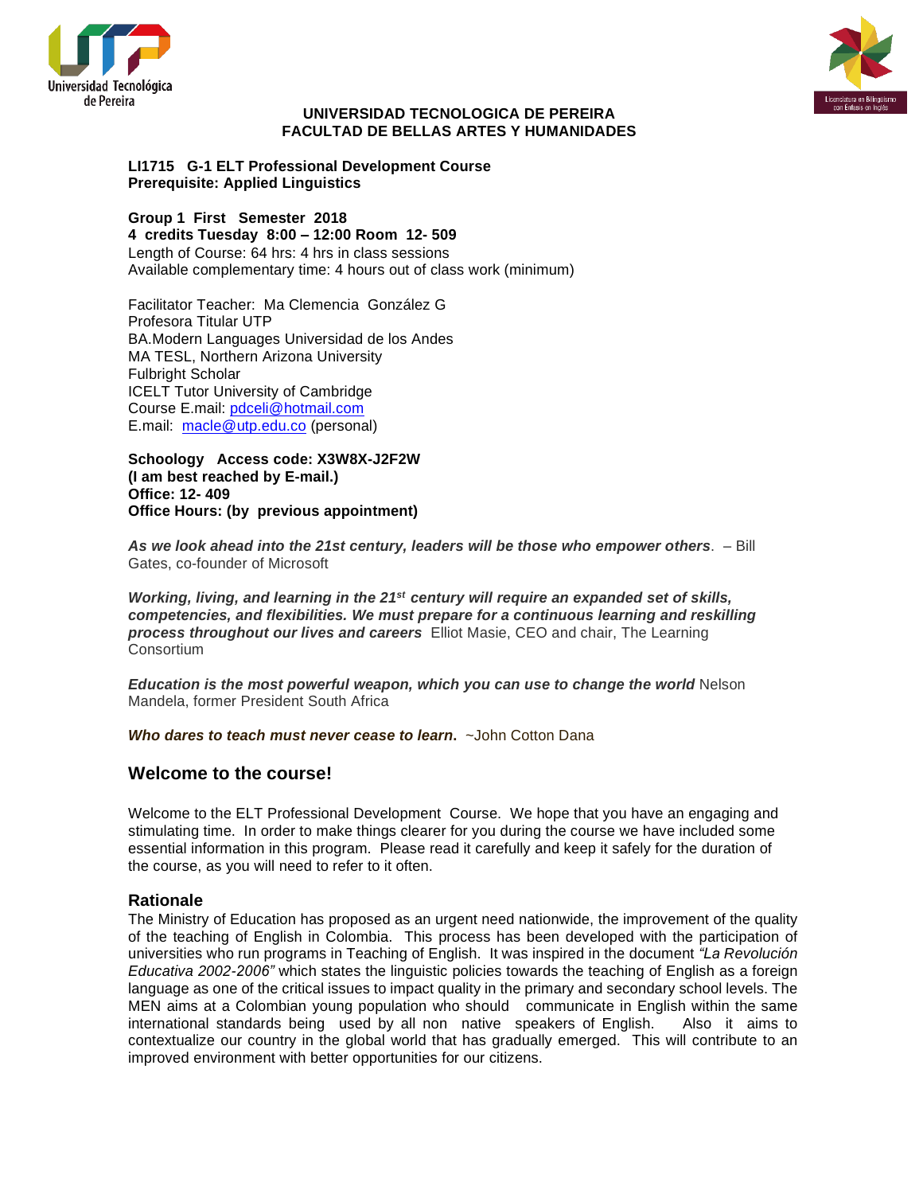**UNIVERSIDAD TECNOLOGICA DE PEREIRA**
**FACULTAD DE BELLAS ARTES Y HUMANIDADES**

**LI1715 G-1 ELT Professional Development Course**
**Prerequisite: Applied Linguistics**

**Group 1 First Semester 2018**
**4 credits Tuesday 8:00 – 12:00 Room 12- 509**
Length of Course: 64 hrs: 4 hrs in class sessions
Available complementary time: 4 hours out of class work (minimum)

Facilitator Teacher: Ma Clemencia González G
Profesora Titular UTP
BA.Modern Languages Universidad de los Andes
MA TESL, Northern Arizona University
Fulbright Scholar
ICELT Tutor University of Cambridge
Course E.mail: pdceli@hotmail.com
E.mail: macle@utp.edu.co (personal)

**Schoology Access code: X3W8X-J2F2W**
**(I am best reached by E-mail.)**
**Office: 12- 409**
**Office Hours: (by previous appointment)**

***As we look ahead into the 21st century, leaders will be those who empower others***. – Bill Gates, co-founder of Microsoft

***Working, living, and learning in the 21st century will require an expanded set of skills, competencies, and flexibilities. We must prepare for a continuous learning and reskilling process throughout our lives and careers*** Elliot Masie, CEO and chair, The Learning Consortium

***Education is the most powerful weapon, which you can use to change the world*** Nelson Mandela, former President South Africa

***Who dares to teach must never cease to learn.*** ~John Cotton Dana

## Welcome to the course!

Welcome to the ELT Professional Development Course. We hope that you have an engaging and stimulating time. In order to make things clearer for you during the course we have included some essential information in this program. Please read it carefully and keep it safely for the duration of the course, as you will need to refer to it often.

### Rationale

The Ministry of Education has proposed as an urgent need nationwide, the improvement of the quality of the teaching of English in Colombia. This process has been developed with the participation of universities who run programs in Teaching of English. It was inspired in the document *"La Revolución Educativa 2002-2006"* which states the linguistic policies towards the teaching of English as a foreign language as one of the critical issues to impact quality in the primary and secondary school levels. The MEN aims at a Colombian young population who should communicate in English within the same international standards being used by all non native speakers of English. Also it aims to contextualize our country in the global world that has gradually emerged. This will contribute to an improved environment with better opportunities for our citizens.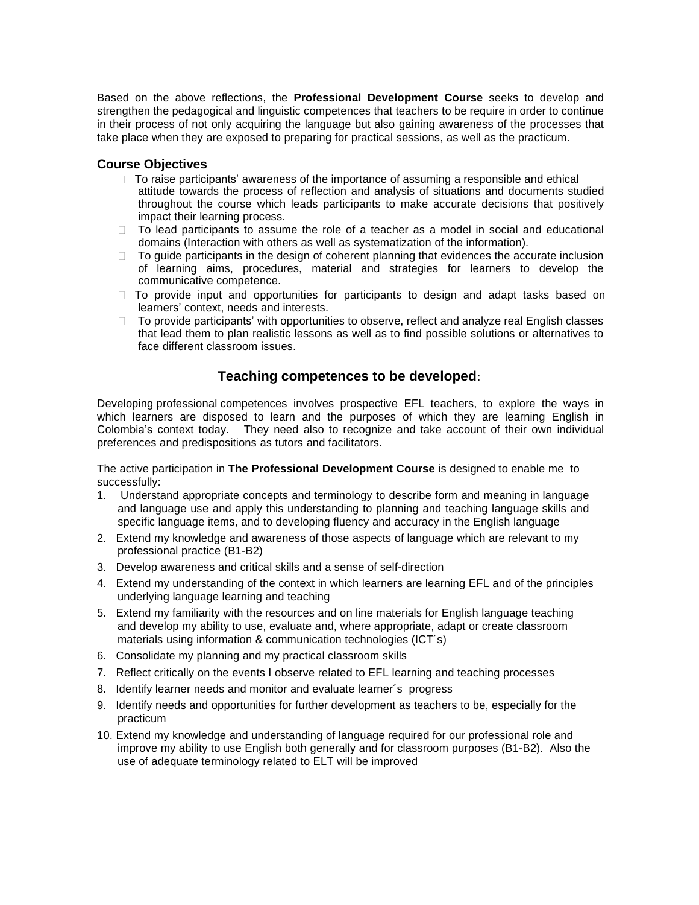Based on the above reflections, the **Professional Development Course** seeks to develop and strengthen the pedagogical and linguistic competences that teachers to be require in order to continue in their process of not only acquiring the language but also gaining awareness of the processes that take place when they are exposed to preparing for practical sessions, as well as the practicum.

### Course Objectives

- To raise participants' awareness of the importance of assuming a responsible and ethical attitude towards the process of reflection and analysis of situations and documents studied throughout the course which leads participants to make accurate decisions that positively impact their learning process.
- To lead participants to assume the role of a teacher as a model in social and educational domains (Interaction with others as well as systematization of the information).
- To guide participants in the design of coherent planning that evidences the accurate inclusion of learning aims, procedures, material and strategies for learners to develop the communicative competence.
- To provide input and opportunities for participants to design and adapt tasks based on learners' context, needs and interests.
- To provide participants' with opportunities to observe, reflect and analyze real English classes that lead them to plan realistic lessons as well as to find possible solutions or alternatives to face different classroom issues.

## Teaching competences to be developed:

Developing professional competences involves prospective EFL teachers, to explore the ways in which learners are disposed to learn and the purposes of which they are learning English in Colombia's context today. They need also to recognize and take account of their own individual preferences and predispositions as tutors and facilitators.

The active participation in **The Professional Development Course** is designed to enable me to successfully:

1. Understand appropriate concepts and terminology to describe form and meaning in language and language use and apply this understanding to planning and teaching language skills and specific language items, and to developing fluency and accuracy in the English language
2. Extend my knowledge and awareness of those aspects of language which are relevant to my professional practice (B1-B2)
3. Develop awareness and critical skills and a sense of self-direction
4. Extend my understanding of the context in which learners are learning EFL and of the principles underlying language learning and teaching
5. Extend my familiarity with the resources and on line materials for English language teaching and develop my ability to use, evaluate and, where appropriate, adapt or create classroom materials using information & communication technologies (ICT´s)
6. Consolidate my planning and my practical classroom skills
7. Reflect critically on the events I observe related to EFL learning and teaching processes
8. Identify learner needs and monitor and evaluate learner´s progress
9. Identify needs and opportunities for further development as teachers to be, especially for the practicum
10. Extend my knowledge and understanding of language required for our professional role and improve my ability to use English both generally and for classroom purposes (B1-B2). Also the use of adequate terminology related to ELT will be improved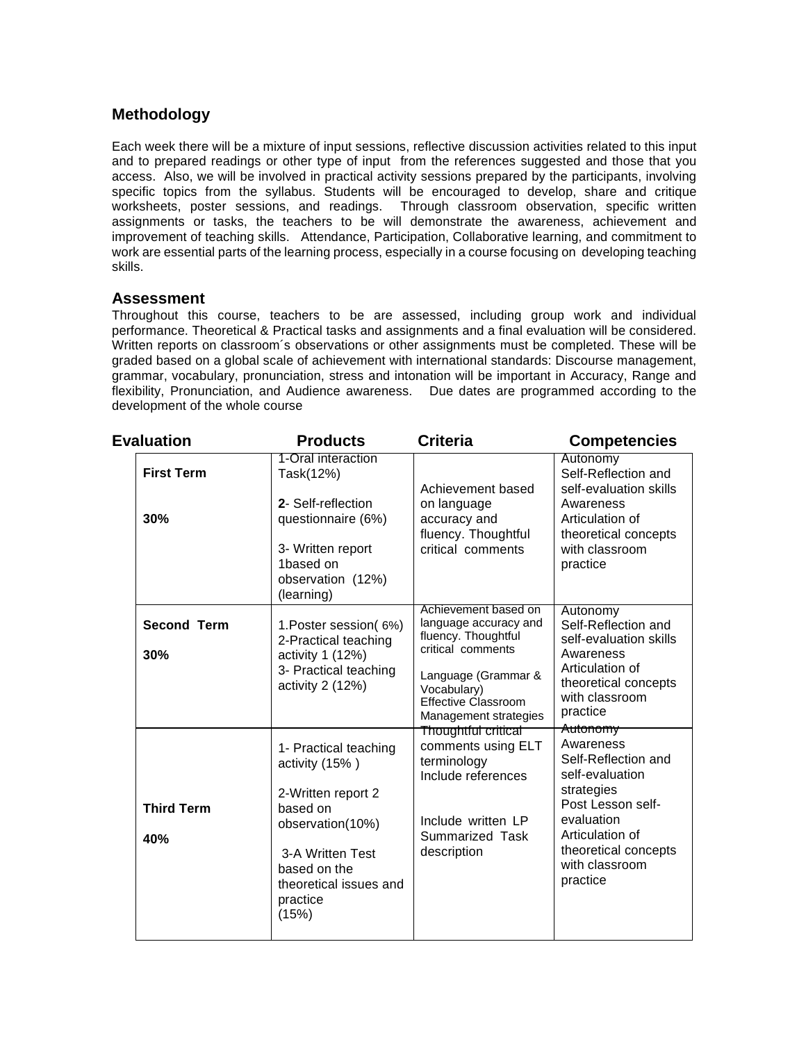## Methodology

Each week there will be a mixture of input sessions, reflective discussion activities related to this input and to prepared readings or other type of input from the references suggested and those that you access. Also, we will be involved in practical activity sessions prepared by the participants, involving specific topics from the syllabus. Students will be encouraged to develop, share and critique worksheets, poster sessions, and readings. Through classroom observation, specific written assignments or tasks, the teachers to be will demonstrate the awareness, achievement and improvement of teaching skills. Attendance, Participation, Collaborative learning, and commitment to work are essential parts of the learning process, especially in a course focusing on developing teaching skills.

## Assessment

Throughout this course, teachers to be are assessed, including group work and individual performance. Theoretical & Practical tasks and assignments and a final evaluation will be considered. Written reports on classroom´s observations or other assignments must be completed. These will be graded based on a global scale of achievement with international standards: Discourse management, grammar, vocabulary, pronunciation, stress and intonation will be important in Accuracy, Range and flexibility, Pronunciation, and Audience awareness. Due dates are programmed according to the development of the whole course

| Evaluation | Products | Criteria | Competencies |
|---|---|---|---|
| **First Term**<br><br>**30%** | 1-Oral interaction Task(12%)<br><br>**2**- Self-reflection questionnaire (6%)<br><br>3- Written report 1based on observation (12%) (learning) | Achievement based on language accuracy and fluency. Thoughtful critical comments | Autonomy<br>Self-Reflection and self-evaluation skills<br>Awareness<br>Articulation of theoretical concepts with classroom practice |
| **Second Term**<br><br>**30%** | 1.Poster session( 6%)<br>2-Practical teaching activity 1 (12%)<br>3- Practical teaching activity 2 (12%) | Achievement based on language accuracy and fluency. Thoughtful critical comments<br><br>Language (Grammar & Vocabulary)<br>Effective Classroom Management strategies | Autonomy<br>Self-Reflection and self-evaluation skills<br>Awareness<br>Articulation of theoretical concepts with classroom practice |
| **Third Term**<br><br>**40%** | 1- Practical teaching activity (15% )<br><br>2-Written report 2 based on observation(10%)<br><br>3-A Written Test based on the theoretical issues and practice (15%) | Thoughtful critical comments using ELT terminology<br>Include references<br><br>Include written LP<br>Summarized Task description | Autonomy<br>Awareness<br>Self-Reflection and self-evaluation strategies<br>Post Lesson self-evaluation<br>Articulation of theoretical concepts with classroom practice |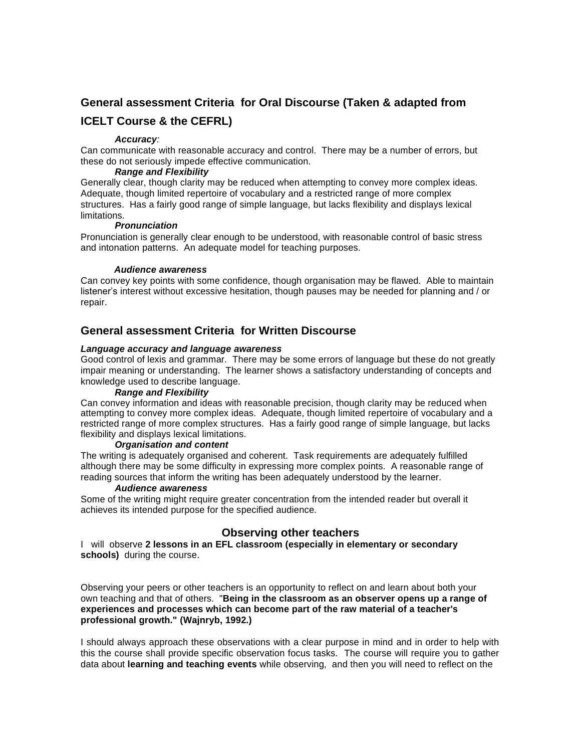## General assessment Criteria for Oral Discourse (Taken & adapted from ICELT Course & the CEFRL)

***Accuracy:***
Can communicate with reasonable accuracy and control. There may be a number of errors, but these do not seriously impede effective communication.

***Range and Flexibility***
Generally clear, though clarity may be reduced when attempting to convey more complex ideas. Adequate, though limited repertoire of vocabulary and a restricted range of more complex structures. Has a fairly good range of simple language, but lacks flexibility and displays lexical limitations.

***Pronunciation***
Pronunciation is generally clear enough to be understood, with reasonable control of basic stress and intonation patterns. An adequate model for teaching purposes.

***Audience awareness***
Can convey key points with some confidence, though organisation may be flawed. Able to maintain listener's interest without excessive hesitation, though pauses may be needed for planning and / or repair.

## General assessment Criteria for Written Discourse

***Language accuracy and language awareness***
Good control of lexis and grammar. There may be some errors of language but these do not greatly impair meaning or understanding. The learner shows a satisfactory understanding of concepts and knowledge used to describe language.

***Range and Flexibility***
Can convey information and ideas with reasonable precision, though clarity may be reduced when attempting to convey more complex ideas. Adequate, though limited repertoire of vocabulary and a restricted range of more complex structures. Has a fairly good range of simple language, but lacks flexibility and displays lexical limitations.

***Organisation and content***
The writing is adequately organised and coherent. Task requirements are adequately fulfilled although there may be some difficulty in expressing more complex points. A reasonable range of reading sources that inform the writing has been adequately understood by the learner.

***Audience awareness***
Some of the writing might require greater concentration from the intended reader but overall it achieves its intended purpose for the specified audience.

## Observing other teachers

I will observe **2 lessons in an EFL classroom (especially in elementary or secondary schools)** during the course.

Observing your peers or other teachers is an opportunity to reflect on and learn about both your own teaching and that of others. "**Being in the classroom as an observer opens up a range of experiences and processes which can become part of the raw material of a teacher's professional growth." (Wajnryb, 1992.)**

I should always approach these observations with a clear purpose in mind and in order to help with this the course shall provide specific observation focus tasks. The course will require you to gather data about **learning and teaching events** while observing, and then you will need to reflect on the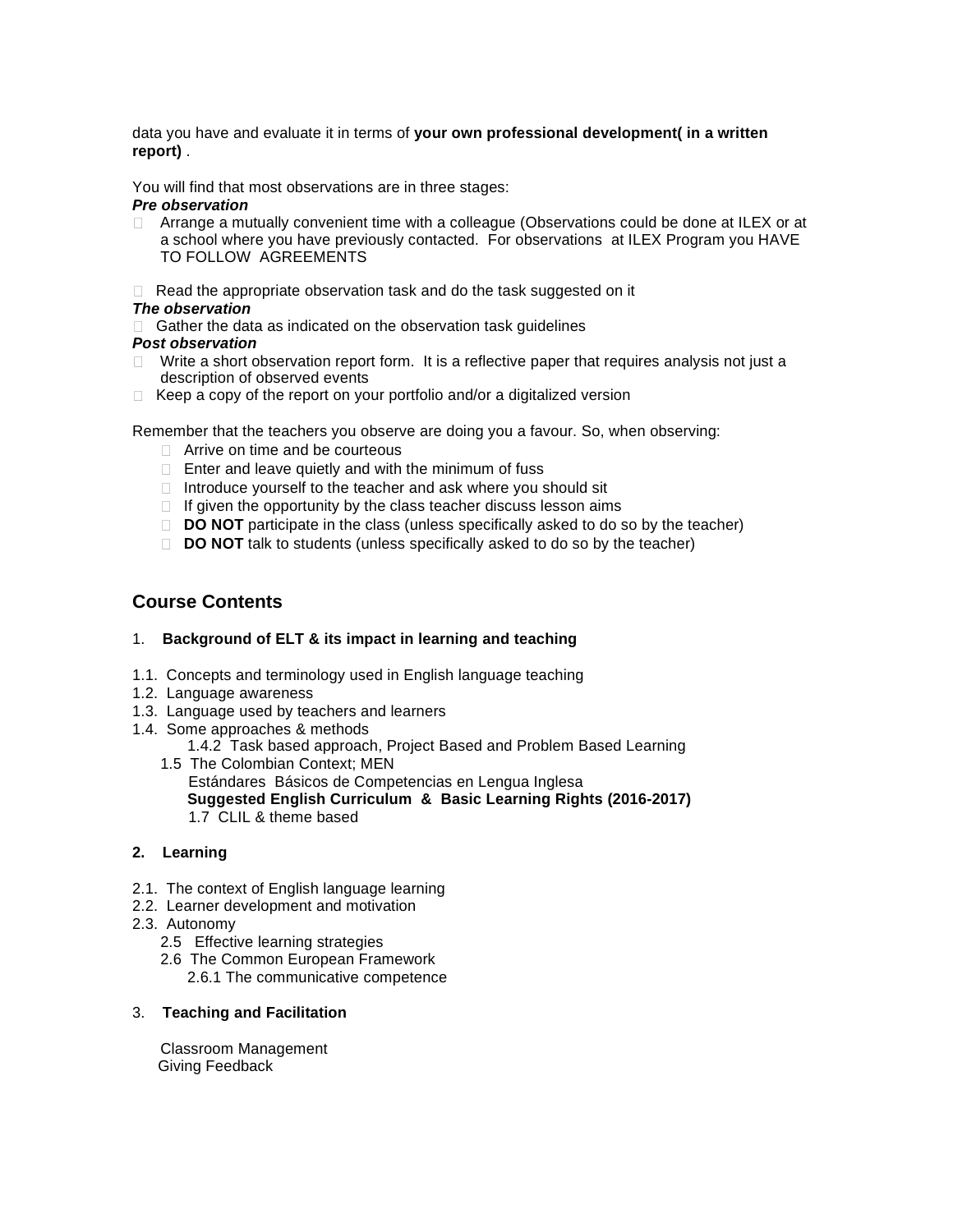data you have and evaluate it in terms of **your own professional development( in a written report)** .

You will find that most observations are in three stages:

***Pre observation***

- Arrange a mutually convenient time with a colleague (Observations could be done at ILEX or at a school where you have previously contacted. For observations at ILEX Program you HAVE TO FOLLOW AGREEMENTS

- Read the appropriate observation task and do the task suggested on it

***The observation***

- Gather the data as indicated on the observation task guidelines

***Post observation***

- Write a short observation report form. It is a reflective paper that requires analysis not just a description of observed events
- Keep a copy of the report on your portfolio and/or a digitalized version

Remember that the teachers you observe are doing you a favour. So, when observing:

- Arrive on time and be courteous
- Enter and leave quietly and with the minimum of fuss
- Introduce yourself to the teacher and ask where you should sit
- If given the opportunity by the class teacher discuss lesson aims
- **DO NOT** participate in the class (unless specifically asked to do so by the teacher)
- **DO NOT** talk to students (unless specifically asked to do so by the teacher)

## Course Contents

1. **Background of ELT & its impact in learning and teaching**

1.1. Concepts and terminology used in English language teaching
1.2. Language awareness
1.3. Language used by teachers and learners
1.4. Some approaches & methods
    1.4.2 Task based approach, Project Based and Problem Based Learning
  1.5 The Colombian Context; MEN
    Estándares Básicos de Competencias en Lengua Inglesa
    **Suggested English Curriculum & Basic Learning Rights (2016-2017)**
    1.7 CLIL & theme based

2. **Learning**

2.1. The context of English language learning
2.2. Learner development and motivation
2.3. Autonomy
  2.5 Effective learning strategies
  2.6 The Common European Framework
    2.6.1 The communicative competence

3. **Teaching and Facilitation**

  Classroom Management
  Giving Feedback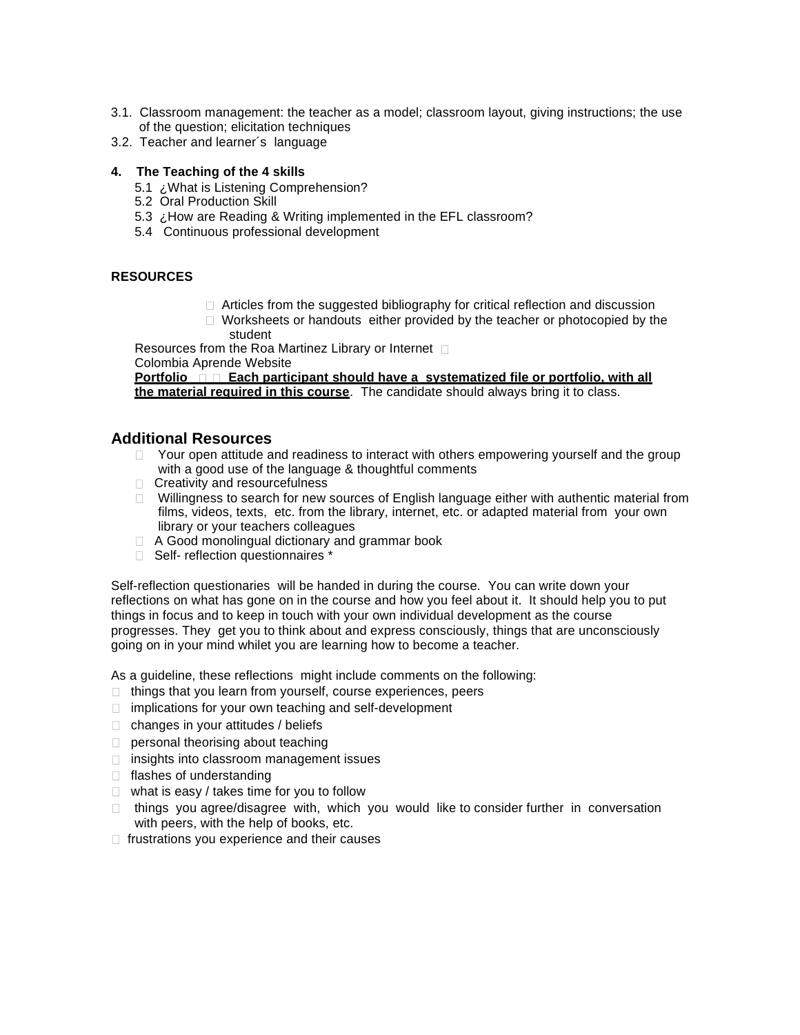3.1. Classroom management: the teacher as a model; classroom layout, giving instructions; the use of the question; elicitation techniques
3.2. Teacher and learner´s language

**4. The Teaching of the 4 skills**

5.1 ¿What is Listening Comprehension?
5.2 Oral Production Skill
5.3 ¿How are Reading & Writing implemented in the EFL classroom?
5.4 Continuous professional development

**RESOURCES**

- Articles from the suggested bibliography for critical reflection and discussion
- Worksheets or handouts either provided by the teacher or photocopied by the student

Resources from the Roa Martinez Library or Internet
Colombia Aprende Website
**Portfolio** **Each participant should have a systematized file or portfolio, with all the material required in this course**. The candidate should always bring it to class.

## Additional Resources

- Your open attitude and readiness to interact with others empowering yourself and the group with a good use of the language & thoughtful comments
- Creativity and resourcefulness
- Willingness to search for new sources of English language either with authentic material from films, videos, texts, etc. from the library, internet, etc. or adapted material from your own library or your teachers colleagues
- A Good monolingual dictionary and grammar book
- Self- reflection questionnaires *

Self-reflection questionaries will be handed in during the course. You can write down your reflections on what has gone on in the course and how you feel about it. It should help you to put things in focus and to keep in touch with your own individual development as the course progresses. They get you to think about and express consciously, things that are unconsciously going on in your mind whilet you are learning how to become a teacher.

As a guideline, these reflections might include comments on the following:

- things that you learn from yourself, course experiences, peers
- implications for your own teaching and self-development
- changes in your attitudes / beliefs
- personal theorising about teaching
- insights into classroom management issues
- flashes of understanding
- what is easy / takes time for you to follow
- things you agree/disagree with, which you would like to consider further in conversation with peers, with the help of books, etc.
- frustrations you experience and their causes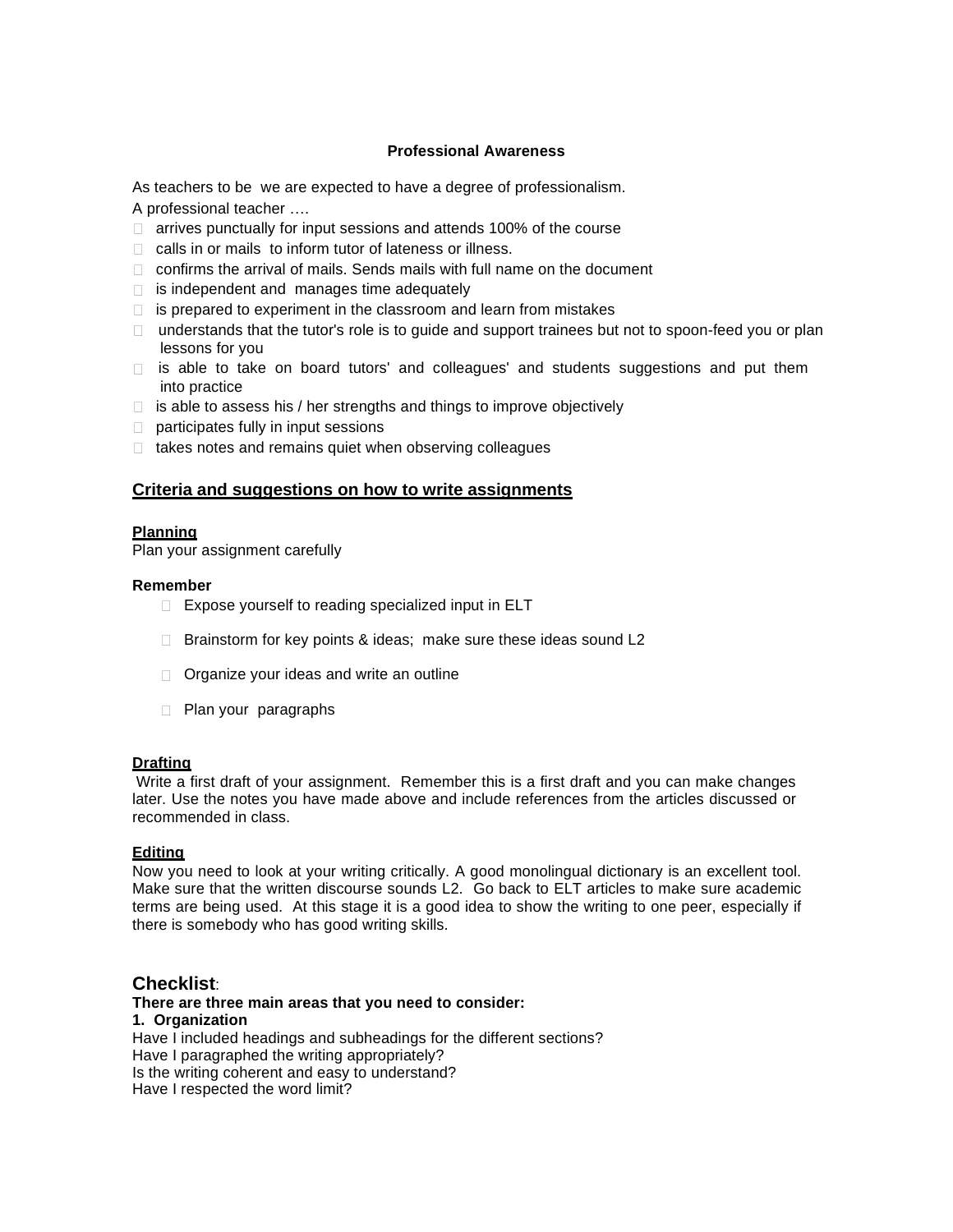**Professional Awareness**

As teachers to be we are expected to have a degree of professionalism.

A professional teacher ….

- arrives punctually for input sessions and attends 100% of the course
- calls in or mails to inform tutor of lateness or illness.
- confirms the arrival of mails. Sends mails with full name on the document
- is independent and manages time adequately
- is prepared to experiment in the classroom and learn from mistakes
- understands that the tutor's role is to guide and support trainees but not to spoon-feed you or plan lessons for you
- is able to take on board tutors' and colleagues' and students suggestions and put them into practice
- is able to assess his / her strengths and things to improve objectively
- participates fully in input sessions
- takes notes and remains quiet when observing colleagues

## Criteria and suggestions on how to write assignments

**Planning**

Plan your assignment carefully

**Remember**

- Expose yourself to reading specialized input in ELT
- Brainstorm for key points & ideas; make sure these ideas sound L2
- Organize your ideas and write an outline
- Plan your paragraphs

**Drafting**

Write a first draft of your assignment. Remember this is a first draft and you can make changes later. Use the notes you have made above and include references from the articles discussed or recommended in class.

**Editing**

Now you need to look at your writing critically. A good monolingual dictionary is an excellent tool. Make sure that the written discourse sounds L2. Go back to ELT articles to make sure academic terms are being used. At this stage it is a good idea to show the writing to one peer, especially if there is somebody who has good writing skills.

## Checklist:

**There are three main areas that you need to consider:**

**1. Organization**

Have I included headings and subheadings for the different sections?
Have I paragraphed the writing appropriately?
Is the writing coherent and easy to understand?
Have I respected the word limit?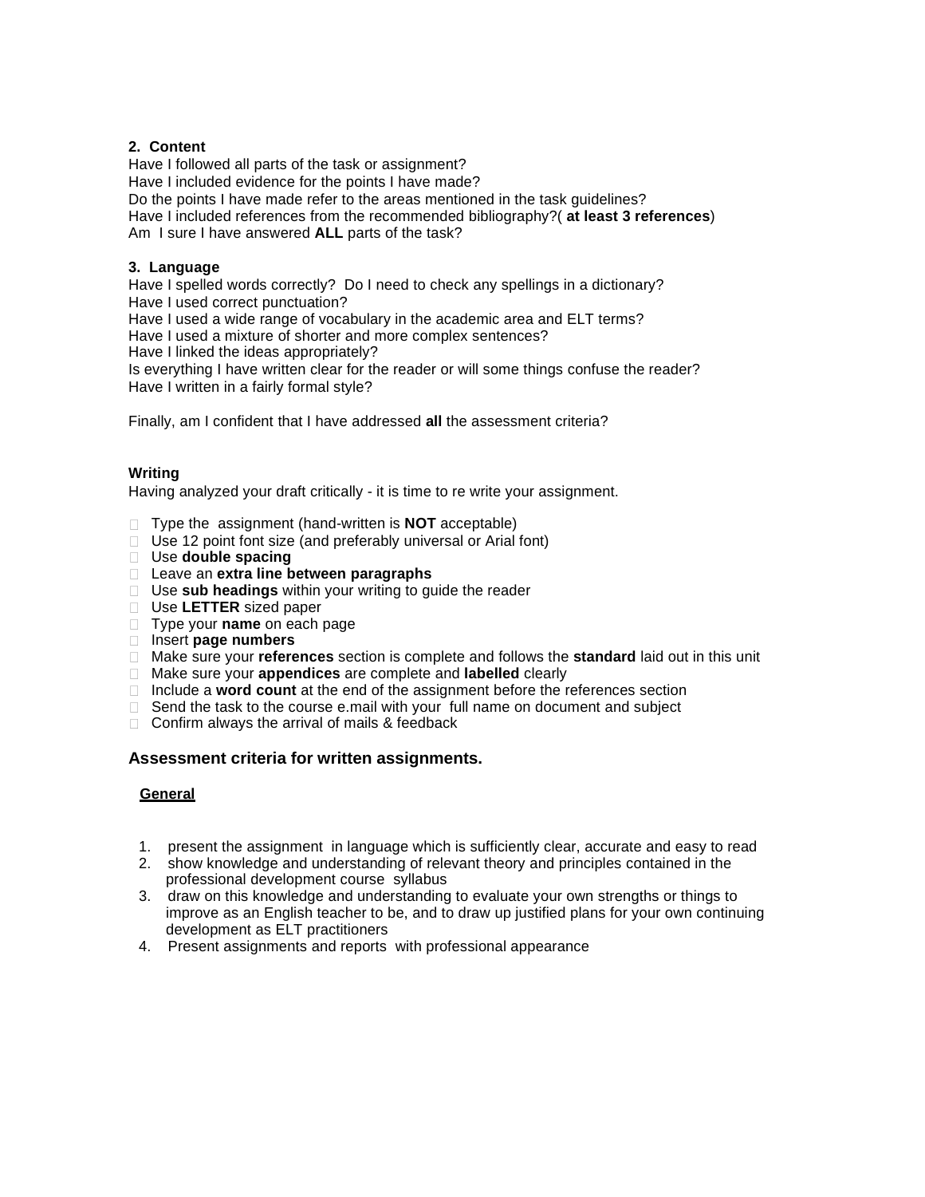**2. Content**

Have I followed all parts of the task or assignment?
Have I included evidence for the points I have made?
Do the points I have made refer to the areas mentioned in the task guidelines?
Have I included references from the recommended bibliography?( **at least 3 references**)
Am I sure I have answered **ALL** parts of the task?

**3. Language**

Have I spelled words correctly? Do I need to check any spellings in a dictionary?
Have I used correct punctuation?
Have I used a wide range of vocabulary in the academic area and ELT terms?
Have I used a mixture of shorter and more complex sentences?
Have I linked the ideas appropriately?
Is everything I have written clear for the reader or will some things confuse the reader?
Have I written in a fairly formal style?

Finally, am I confident that I have addressed **all** the assessment criteria?

**Writing**

Having analyzed your draft critically - it is time to re write your assignment.

- Type the assignment (hand-written is **NOT** acceptable)
- Use 12 point font size (and preferably universal or Arial font)
- Use **double spacing**
- Leave an **extra line between paragraphs**
- Use **sub headings** within your writing to guide the reader
- Use **LETTER** sized paper
- Type your **name** on each page
- Insert **page numbers**
- Make sure your **references** section is complete and follows the **standard** laid out in this unit
- Make sure your **appendices** are complete and **labelled** clearly
- Include a **word count** at the end of the assignment before the references section
- Send the task to the course e.mail with your full name on document and subject
- Confirm always the arrival of mails & feedback

### Assessment criteria for written assignments.

**General**

1. present the assignment in language which is sufficiently clear, accurate and easy to read
2. show knowledge and understanding of relevant theory and principles contained in the professional development course syllabus
3. draw on this knowledge and understanding to evaluate your own strengths or things to improve as an English teacher to be, and to draw up justified plans for your own continuing development as ELT practitioners
4. Present assignments and reports with professional appearance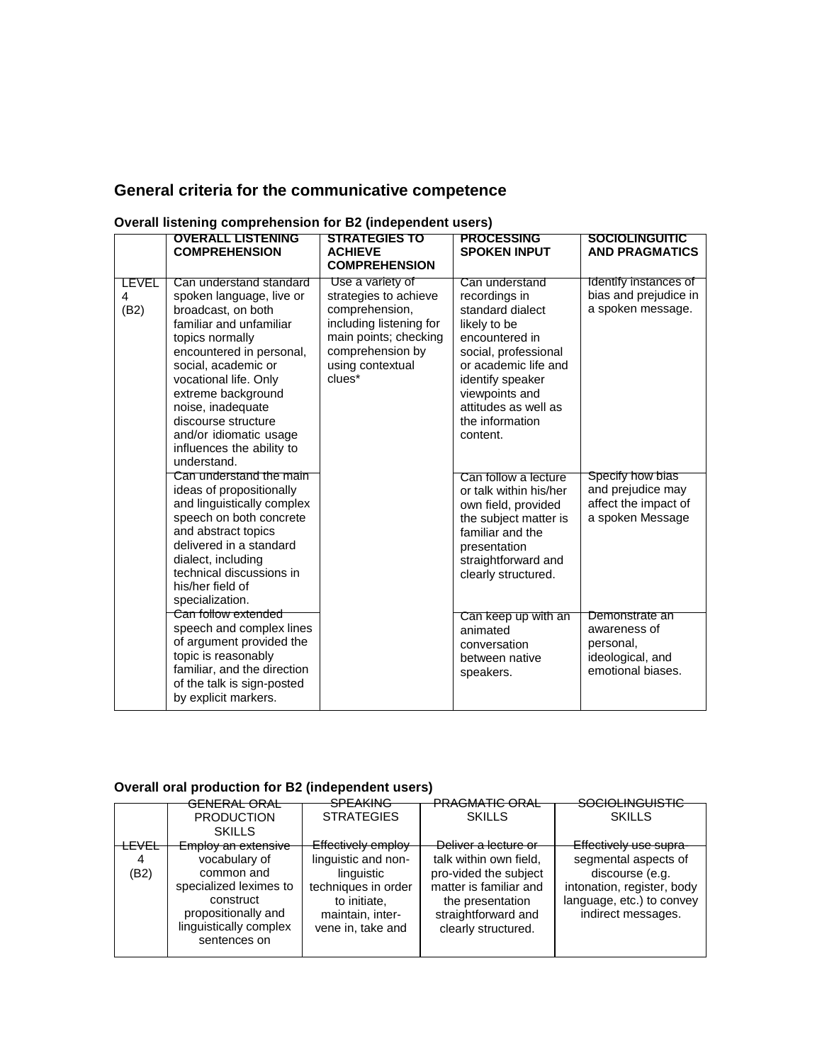## General criteria for the communicative competence

### Overall listening comprehension for B2 (independent users)

| | OVERALL LISTENING COMPREHENSION | STRATEGIES TO ACHIEVE COMPREHENSION | PROCESSING SPOKEN INPUT | SOCIOLINGUITIC AND PRAGMATICS |
|---|---|---|---|---|
| LEVEL 4 (B2) | Can understand standard spoken language, live or broadcast, on both familiar and unfamiliar topics normally encountered in personal, social, academic or vocational life. Only extreme background noise, inadequate discourse structure and/or idiomatic usage influences the ability to understand. | Use a variety of strategies to achieve comprehension, including listening for main points; checking comprehension by using contextual clues* | Can understand recordings in standard dialect likely to be encountered in social, professional or academic life and identify speaker viewpoints and attitudes as well as the information content. | Identify instances of bias and prejudice in a spoken message. |
| | Can understand the main ideas of propositionally and linguistically complex speech on both concrete and abstract topics delivered in a standard dialect, including technical discussions in his/her field of specialization. | | Can follow a lecture or talk within his/her own field, provided the subject matter is familiar and the presentation straightforward and clearly structured. | Specify how bias and prejudice may affect the impact of a spoken Message |
| | Can follow extended speech and complex lines of argument provided the topic is reasonably familiar, and the direction of the talk is sign-posted by explicit markers. | | Can keep up with an animated conversation between native speakers. | Demonstrate an awareness of personal, ideological, and emotional biases. |

### Overall oral production for B2 (independent users)

| | GENERAL ORAL PRODUCTION SKILLS | SPEAKING STRATEGIES | PRAGMATIC ORAL SKILLS | SOCIOLINGUISTIC SKILLS |
|---|---|---|---|---|
| LEVEL 4 (B2) | Employ an extensive vocabulary of common and specialized leximes to construct propositionally and linguistically complex sentences on | Effectively employ linguistic and non-linguistic techniques in order to initiate, maintain, inter-vene in, take and | Deliver a lecture or talk within own field, pro-vided the subject matter is familiar and the presentation straightforward and clearly structured. | Effectively use supra-segmental aspects of discourse (e.g. intonation, register, body language, etc.) to convey indirect messages. |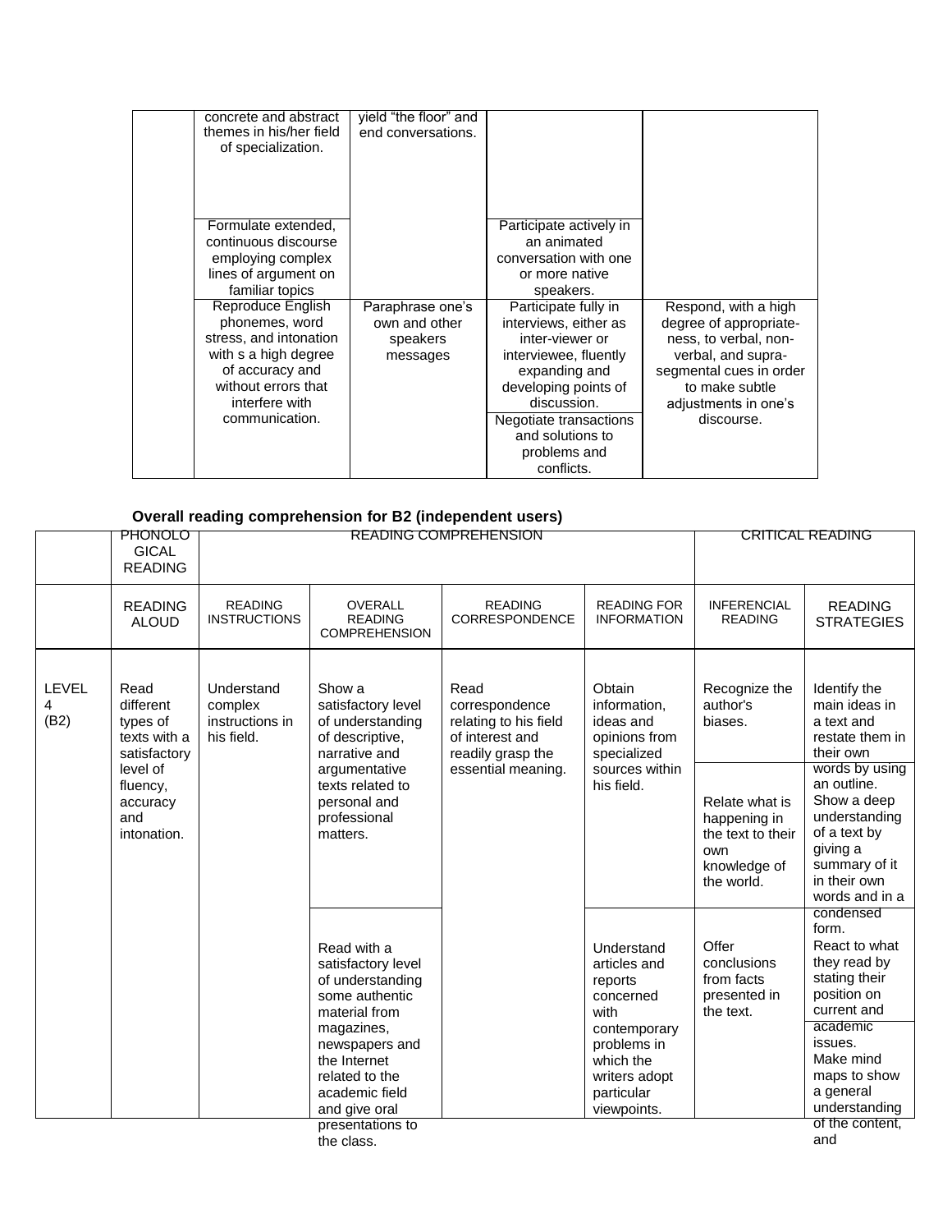| | | | | |
|---|---|---|---|---|
| | concrete and abstract themes in his/her field of specialization. | yield "the floor" and end conversations. | | |
| | Formulate extended, continuous discourse employing complex lines of argument on familiar topics | | Participate actively in an animated conversation with one or more native speakers. | |
| | Reproduce English phonemes, word stress, and intonation with s a high degree of accuracy and without errors that interfere with communication. | Paraphrase one's own and other speakers messages | Participate fully in interviews, either as inter-viewer or interviewee, fluently expanding and developing points of discussion. | Respond, with a high degree of appropriate-ness, to verbal, non-verbal, and supra-segmental cues in order to make subtle adjustments in one's discourse. |
| | | | Negotiate transactions and solutions to problems and conflicts. | |

**Overall reading comprehension for B2 (independent users)**

| | PHONOLOGICAL READING | READING COMPREHENSION | | | | CRITICAL READING | |
|---|---|---|---|---|---|---|---|
| | READING ALOUD | READING INSTRUCTIONS | OVERALL READING COMPREHENSION | READING CORRESPONDENCE | READING FOR INFORMATION | INFERENCIAL READING | READING STRATEGIES |
| LEVEL 4 (B2) | Read different types of texts with a satisfactory level of fluency, accuracy and intonation. | Understand complex instructions in his field. | Show a satisfactory level of understanding of descriptive, narrative and argumentative texts related to personal and professional matters. | Read correspondence relating to his field of interest and readily grasp the essential meaning. | Obtain information, ideas and opinions from specialized sources within his field. | Recognize the author's biases. | Identify the main ideas in a text and restate them in their own words by using an outline. |
| | | | | | | Relate what is happening in the text to their own knowledge of the world. | Show a deep understanding of a text by giving a summary of it in their own words and in a condensed form. |
| | | | Read with a satisfactory level of understanding some authentic material from magazines, newspapers and the Internet related to the academic field and give oral presentations to the class. | | Understand articles and reports concerned with contemporary problems in which the writers adopt particular viewpoints. | Offer conclusions from facts presented in the text. | React to what they read by stating their position on current and academic issues. |
| | | | | | | | Make mind maps to show a general understanding of the content, and |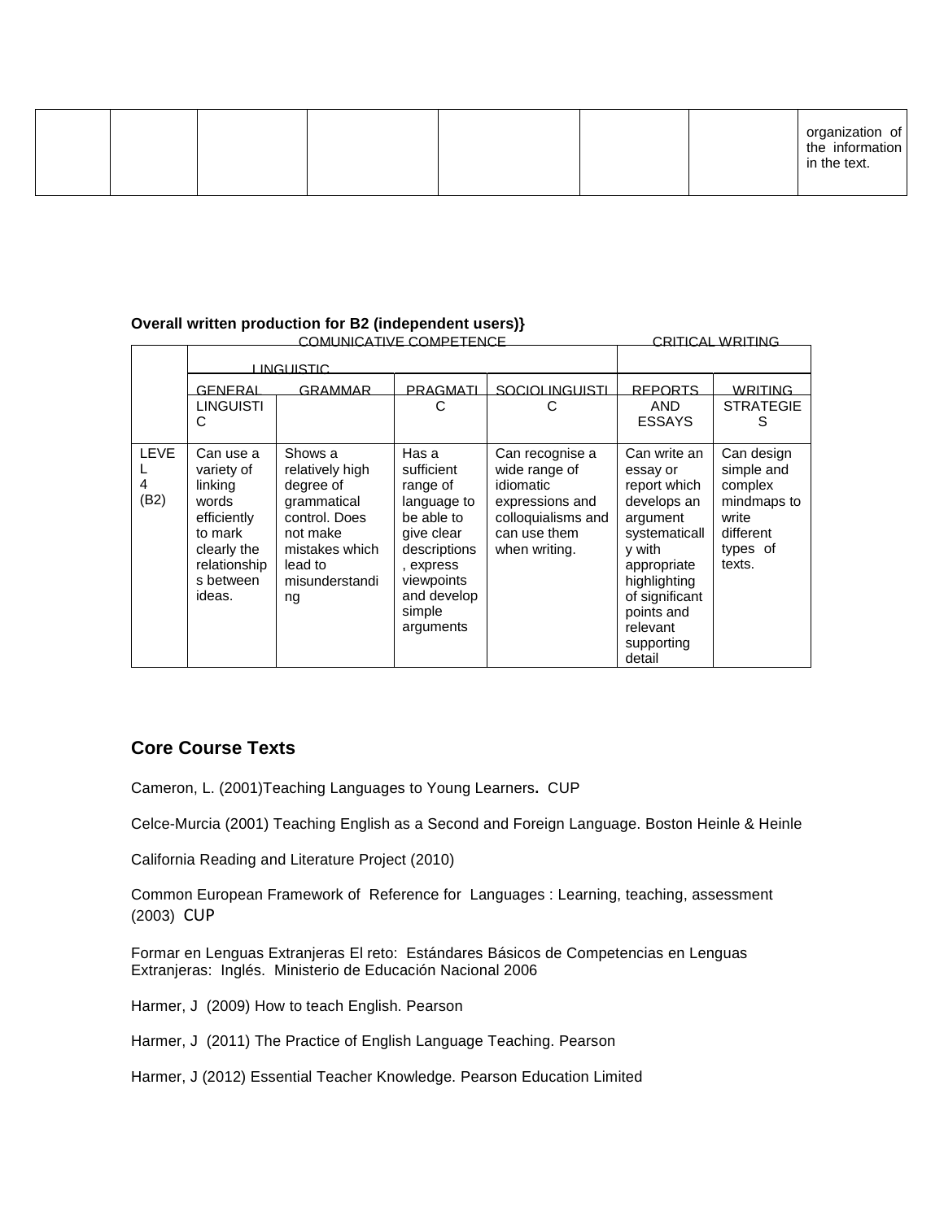| | | | | | | | |
|---|---|---|---|---|---|---|---|
| | | | | | | | organization of the information in the text. |

**Overall written production for B2 (independent users)}**

| | COMUNICATIVE COMPETENCE | | | | CRITICAL WRITING | |
|---|---|---|---|---|---|---|
| | LINGUISTIC | | | | | |
| | GENERAL LINGUISTIC | GRAMMAR | PRAGMATIC | SOCIOLINGUISTIC | REPORTS AND ESSAYS | WRITING STRATEGIES |
| LEVEL 4 (B2) | Can use a variety of linking words efficiently to mark clearly the relationships between ideas. | Shows a relatively high degree of grammatical control. Does not make mistakes which lead to misunderstanding | Has a sufficient range of language to be able to give clear descriptions, express viewpoints and develop simple arguments | Can recognise a wide range of idiomatic expressions and colloquialisms and can use them when writing. | Can write an essay or report which develops an argument systematically with appropriate highlighting of significant points and relevant supporting detail | Can design simple and complex mindmaps to write different types of texts. |

## Core Course Texts

Cameron, L. (2001)Teaching Languages to Young Learners**.** CUP

Celce-Murcia (2001) Teaching English as a Second and Foreign Language. Boston Heinle & Heinle

California Reading and Literature Project (2010)

Common European Framework of Reference for Languages : Learning, teaching, assessment (2003) CUP

Formar en Lenguas Extranjeras El reto: Estándares Básicos de Competencias en Lenguas Extranjeras: Inglés. Ministerio de Educación Nacional 2006

Harmer, J (2009) How to teach English. Pearson

Harmer, J (2011) The Practice of English Language Teaching. Pearson

Harmer, J (2012) Essential Teacher Knowledge. Pearson Education Limited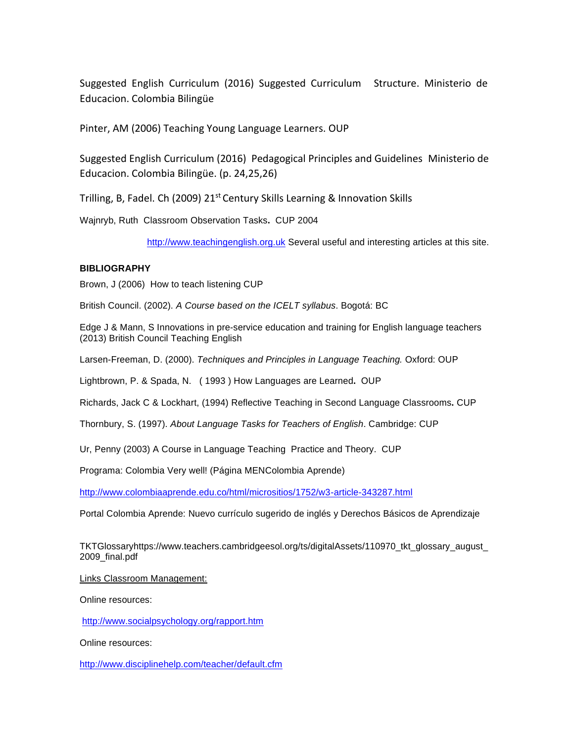Suggested English Curriculum (2016) Suggested Curriculum Structure. Ministerio de Educacion. Colombia Bilingüe

Pinter, AM (2006) Teaching Young Language Learners. OUP

Suggested English Curriculum (2016) Pedagogical Principles and Guidelines Ministerio de Educacion. Colombia Bilingüe. (p. 24,25,26)

Trilling, B, Fadel. Ch (2009) 21st Century Skills Learning & Innovation Skills

Wajnryb, Ruth Classroom Observation Tasks. CUP 2004

http://www.teachingenglish.org.uk Several useful and interesting articles at this site.

**BIBLIOGRAPHY**

Brown, J (2006) How to teach listening CUP

British Council. (2002). *A Course based on the ICELT syllabus*. Bogotá: BC

Edge J & Mann, S Innovations in pre-service education and training for English language teachers (2013) British Council Teaching English

Larsen-Freeman, D. (2000). *Techniques and Principles in Language Teaching.* Oxford: OUP

Lightbrown, P. & Spada, N. ( 1993 ) How Languages are Learned**.** OUP

Richards, Jack C & Lockhart, (1994) Reflective Teaching in Second Language Classrooms**.** CUP

Thornbury, S. (1997). *About Language Tasks for Teachers of English*. Cambridge: CUP

Ur, Penny (2003) A Course in Language Teaching Practice and Theory. CUP

Programa: Colombia Very well! (Página MENColombia Aprende)

http://www.colombiaaprende.edu.co/html/micrositios/1752/w3-article-343287.html

Portal Colombia Aprende: Nuevo currículo sugerido de inglés y Derechos Básicos de Aprendizaje

TKTGlossaryhttps://www.teachers.cambridgeesol.org/ts/digitalAssets/110970_tkt_glossary_august_2009_final.pdf

Links Classroom Management:

Online resources:

http://www.socialpsychology.org/rapport.htm

Online resources:

http://www.disciplinehelp.com/teacher/default.cfm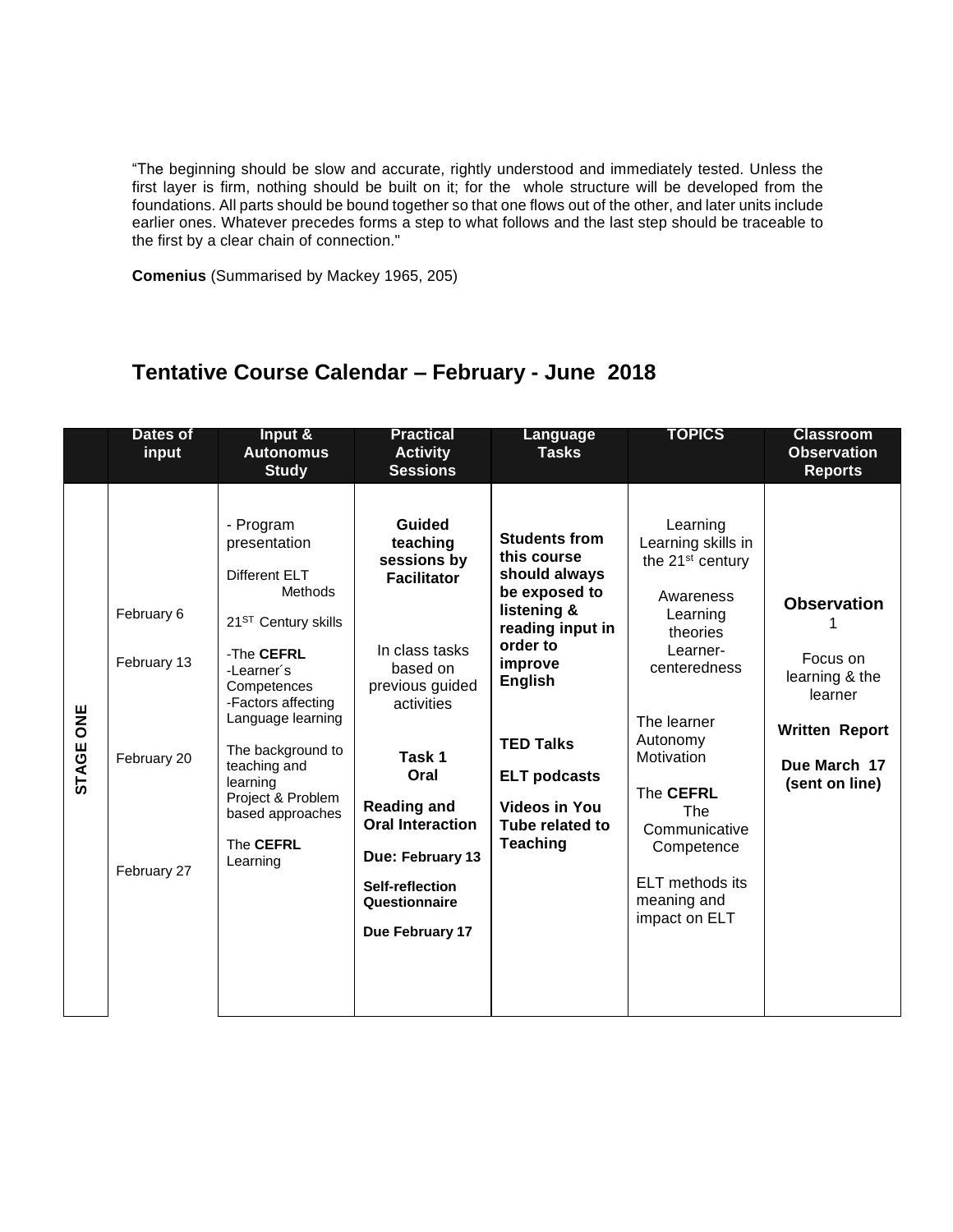"The beginning should be slow and accurate, rightly understood and immediately tested. Unless the first layer is firm, nothing should be built on it; for the whole structure will be developed from the foundations. All parts should be bound together so that one flows out of the other, and later units include earlier ones. Whatever precedes forms a step to what follows and the last step should be traceable to the first by a clear chain of connection."

**Comenius** (Summarised by Mackey 1965, 205)

## Tentative Course Calendar – February - June 2018

| | Dates of input | Input & Autonomus Study | Practical Activity Sessions | Language Tasks | TOPICS | Classroom Observation Reports |
|---|---|---|---|---|---|---|
| **STAGE ONE** | February 6<br><br>February 13<br><br>February 20<br><br>February 27 | - Program presentation<br><br>Different ELT Methods<br><br>21[ST] Century skills<br><br>-The **CEFRL**<br>-Learner´s Competences<br>-Factors affecting Language learning<br><br>The background to teaching and learning<br>Project & Problem based approaches<br><br>The **CEFRL** Learning | **Guided teaching sessions by Facilitator**<br><br>In class tasks based on previous guided activities<br><br>**Task 1**<br>**Oral**<br>**Reading and Oral Interaction**<br>**Due: February 13**<br><br>**Self-reflection Questionnaire**<br>**Due February 17** | **Students from this course should always be exposed to listening & reading input in order to improve English**<br><br>**TED Talks**<br><br>**ELT podcasts**<br><br>**Videos in You Tube related to Teaching** | Learning<br>Learning skills in the 21[st] century<br><br>Awareness<br>Learning theories<br>Learner-centeredness<br><br>The learner<br>Autonomy<br>Motivation<br><br>The **CEFRL**<br>The Communicative Competence<br><br>ELT methods its meaning and impact on ELT | **Observation** 1<br><br>Focus on learning & the learner<br><br>**Written Report**<br><br>**Due March 17 (sent on line)** |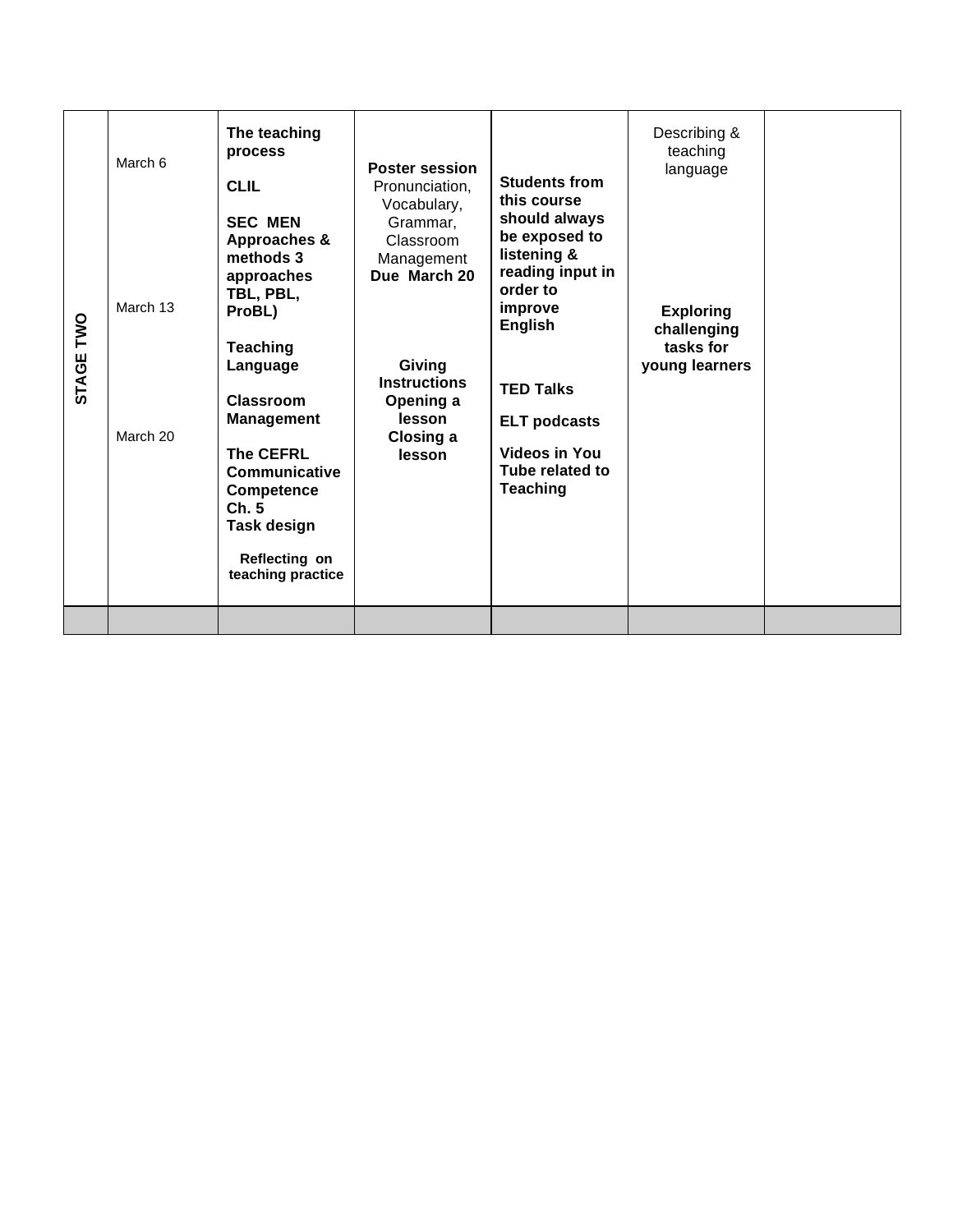| | | | | | | |
|---|---|---|---|---|---|---|
| **STAGE TWO** | March 6<br><br>March 13<br><br>March 20 | **The teaching process**<br><br>**CLIL**<br><br>**SEC MEN Approaches & methods 3 approaches TBL, PBL, ProBL)**<br><br>**Teaching Language**<br><br>**Classroom Management**<br><br>**The CEFRL Communicative Competence Ch. 5**<br>**Task design**<br><br>**Reflecting on teaching practice** | **Poster session** Pronunciation, Vocabulary, Grammar, Classroom Management **Due March 20**<br><br>**Giving Instructions Opening a lesson Closing a lesson** | **Students from this course should always be exposed to listening & reading input in order to improve English**<br><br>**TED Talks**<br><br>**ELT podcasts**<br><br>**Videos in You Tube related to Teaching** | Describing & teaching language<br><br>**Exploring challenging tasks for young learners** | |
| | | | | | | |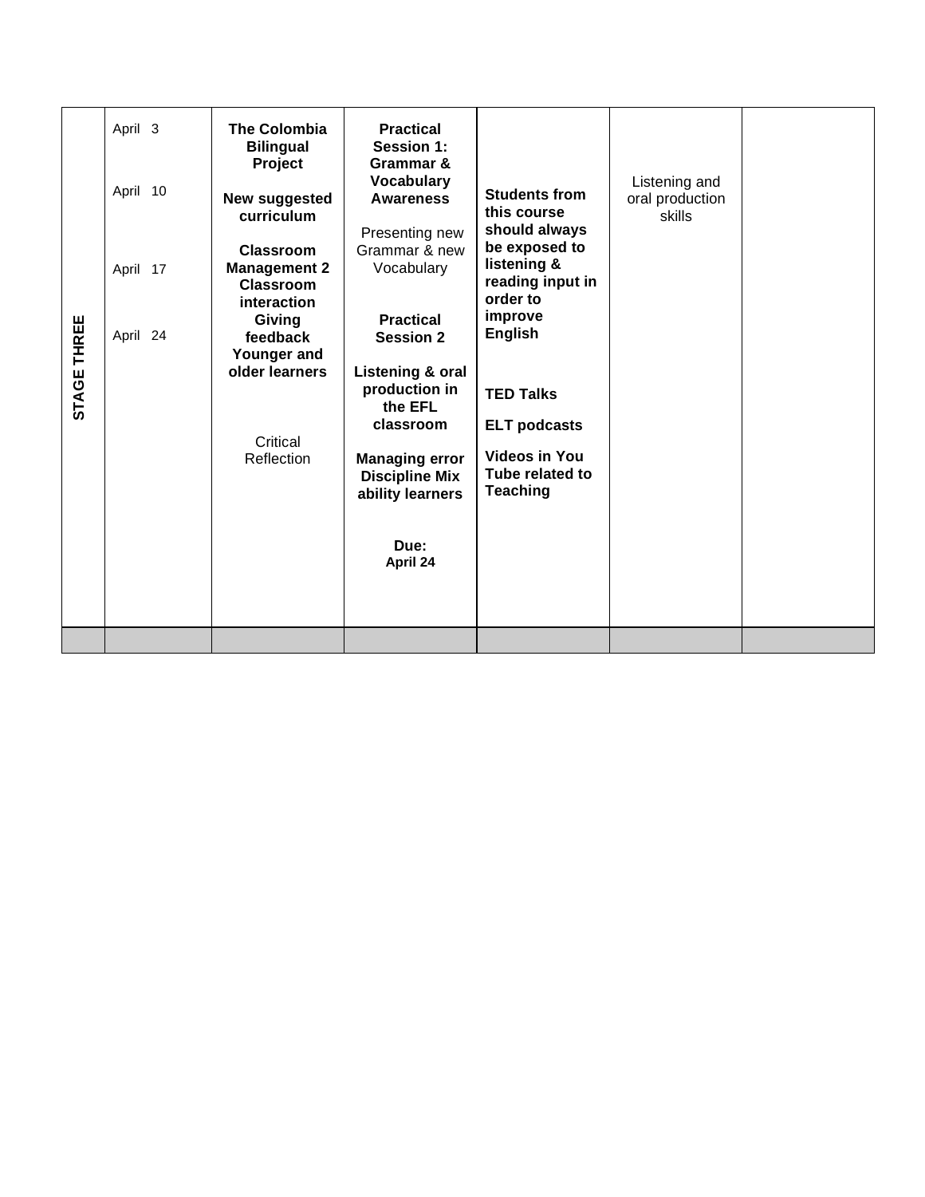| | | | | | | |
|---|---|---|---|---|---|---|
| **STAGE THREE** | April 3<br><br>April 10<br><br>April 17<br><br>April 24 | **The Colombia Bilingual Project**<br><br>**New suggested curriculum**<br><br>**Classroom Management 2 Classroom interaction Giving feedback Younger and older learners**<br><br>Critical Reflection | **Practical Session 1: Grammar & Vocabulary Awareness**<br><br>Presenting new Grammar & new Vocabulary<br><br>**Practical Session 2**<br><br>**Listening & oral production in the EFL classroom**<br><br>**Managing error Discipline Mix ability learners**<br><br>**Due: April 24** | **Students from this course should always be exposed to listening & reading input in order to improve English**<br><br>**TED Talks**<br><br>**ELT podcasts**<br><br>**Videos in You Tube related to Teaching** | Listening and oral production skills | |
| | | | | | | |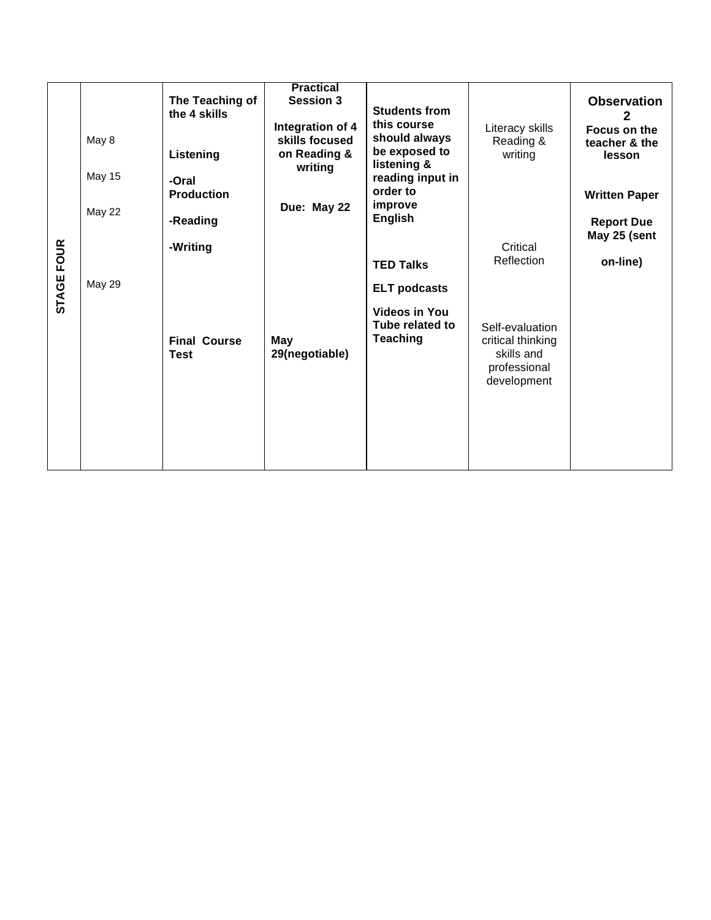| | | | | | | |
|---|---|---|---|---|---|---|
| **STAGE FOUR** | May 8<br><br>May 15<br><br>May 22<br><br><br>May 29 | **The Teaching of the 4 skills**<br><br>**Listening**<br><br>**-Oral Production**<br><br>**-Reading**<br><br>**-Writing**<br><br><br>**Final Course Test** | **Practical Session 3**<br><br>**Integration of 4 skills focused on Reading & writing**<br><br>**Due: May 22**<br><br><br>**May 29(negotiable)** | **Students from this course should always be exposed to listening & reading input in order to improve English**<br><br>**TED Talks**<br><br>**ELT podcasts**<br><br>**Videos in You Tube related to Teaching** | Literacy skills Reading & writing<br><br>Critical Reflection<br><br>Self-evaluation critical thinking skills and professional development | **Observation 2**<br>**Focus on the teacher & the lesson**<br><br>**Written Paper**<br><br>**Report Due May 25 (sent on-line)** |